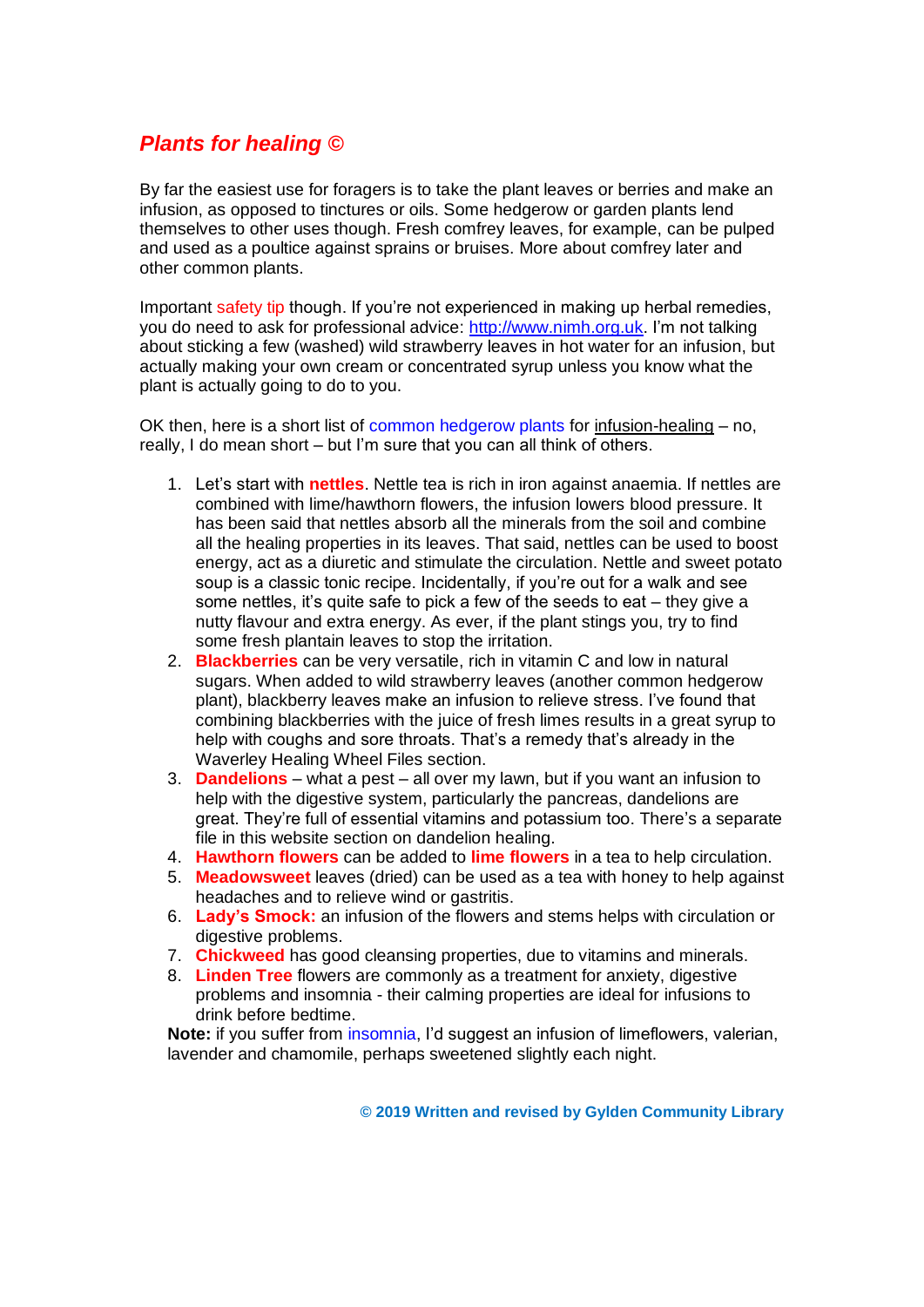# *Plants for healing ©*

By far the easiest use for foragers is to take the plant leaves or berries and make an infusion, as opposed to tinctures or oils. Some hedgerow or garden plants lend themselves to other uses though. Fresh comfrey leaves, for example, can be pulped and used as a poultice against sprains or bruises. More about comfrey later and other common plants.

Important safety tip though. If you're not experienced in making up herbal remedies, you do need to ask for professional advice: [http://www.nimh.org.uk](http://www.nimh.org.uk). I'm not talking about sticking a few (washed) wild strawberry leaves in hot water for an infusion, but actually making your own cream or concentrated syrup unless you know what the plant is actually going to do to you.

OK then, here is a short list of common hedgerow plants for infusion-healing – no, really, I do mean short – but I'm sure that you can all think of others.

1. Let's start with **nettles**. Nettle tea is rich in iron against anaemia. If nettles are combined with lime/hawthorn flowers, the infusion lowers blood pressure. It has been said that nettles absorb all the minerals from the soil and combine all the healing properties in its leaves. That said, nettles can be used to boost energy, act as a diuretic and stimulate the circulation. Nettle and sweet potato soup is a classic tonic recipe. Incidentally, if you're out for a walk and see some nettles, it's quite safe to pick a few of the seeds to eat – they give a nutty flavour and extra energy. As ever, if the plant stings you, try to find some fresh plantain leaves to stop the irritation.
2. **Blackberries** can be very versatile, rich in vitamin C and low in natural sugars. When added to wild strawberry leaves (another common hedgerow plant), blackberry leaves make an infusion to relieve stress. I've found that combining blackberries with the juice of fresh limes results in a great syrup to help with coughs and sore throats. That's a remedy that's already in the Waverley Healing Wheel Files section.
3. **Dandelions** – what a pest – all over my lawn, but if you want an infusion to help with the digestive system, particularly the pancreas, dandelions are great. They're full of essential vitamins and potassium too. There's a separate file in this website section on dandelion healing.
4. **Hawthorn flowers** can be added to **lime flowers** in a tea to help circulation.
5. **Meadowsweet** leaves (dried) can be used as a tea with honey to help against headaches and to relieve wind or gastritis.
6. **Lady's Smock:** an infusion of the flowers and stems helps with circulation or digestive problems.
7. **Chickweed** has good cleansing properties, due to vitamins and minerals.
8. **Linden Tree** flowers are commonly as a treatment for anxiety, digestive problems and insomnia - their calming properties are ideal for infusions to drink before bedtime.

**Note:** if you suffer from insomnia, I'd suggest an infusion of limeflowers, valerian, lavender and chamomile, perhaps sweetened slightly each night.

**© 2019 Written and revised by Gylden Community Library**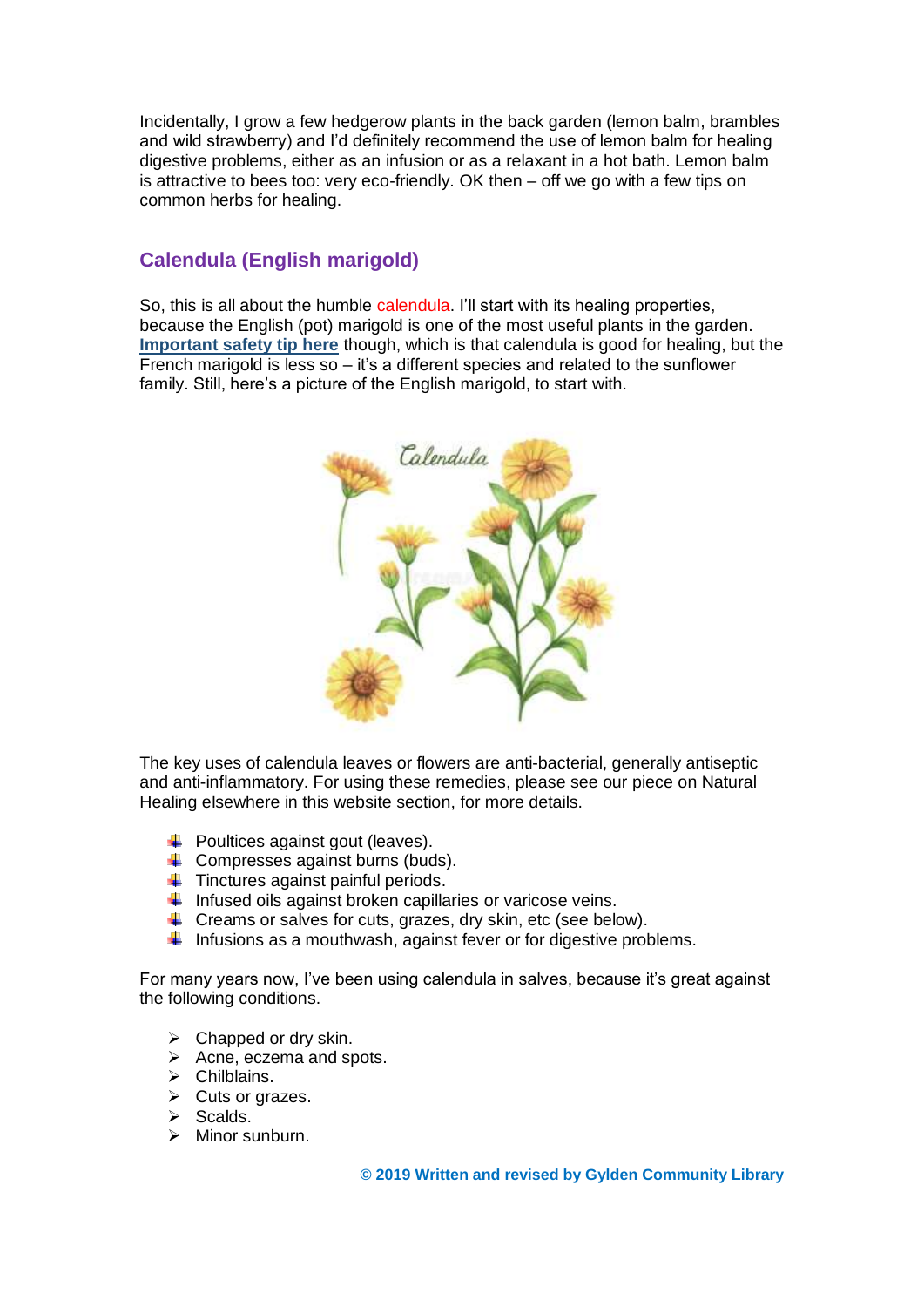Incidentally, I grow a few hedgerow plants in the back garden (lemon balm, brambles and wild strawberry) and I'd definitely recommend the use of lemon balm for healing digestive problems, either as an infusion or as a relaxant in a hot bath. Lemon balm is attractive to bees too: very eco-friendly. OK then – off we go with a few tips on common herbs for healing.

## Calendula (English marigold)

So, this is all about the humble calendula. I'll start with its healing properties, because the English (pot) marigold is one of the most useful plants in the garden. **Important safety tip here** though, which is that calendula is good for healing, but the French marigold is less so – it's a different species and related to the sunflower family. Still, here's a picture of the English marigold, to start with.

The key uses of calendula leaves or flowers are anti-bacterial, generally antiseptic and anti-inflammatory. For using these remedies, please see our piece on Natural Healing elsewhere in this website section, for more details.

- Poultices against gout (leaves).
- Compresses against burns (buds).
- Tinctures against painful periods.
- Infused oils against broken capillaries or varicose veins.
- Creams or salves for cuts, grazes, dry skin, etc (see below).
- Infusions as a mouthwash, against fever or for digestive problems.

For many years now, I've been using calendula in salves, because it's great against the following conditions.

- Chapped or dry skin.
- Acne, eczema and spots.
- Chilblains.
- Cuts or grazes.
- Scalds.
- Minor sunburn.

**© 2019 Written and revised by Gylden Community Library**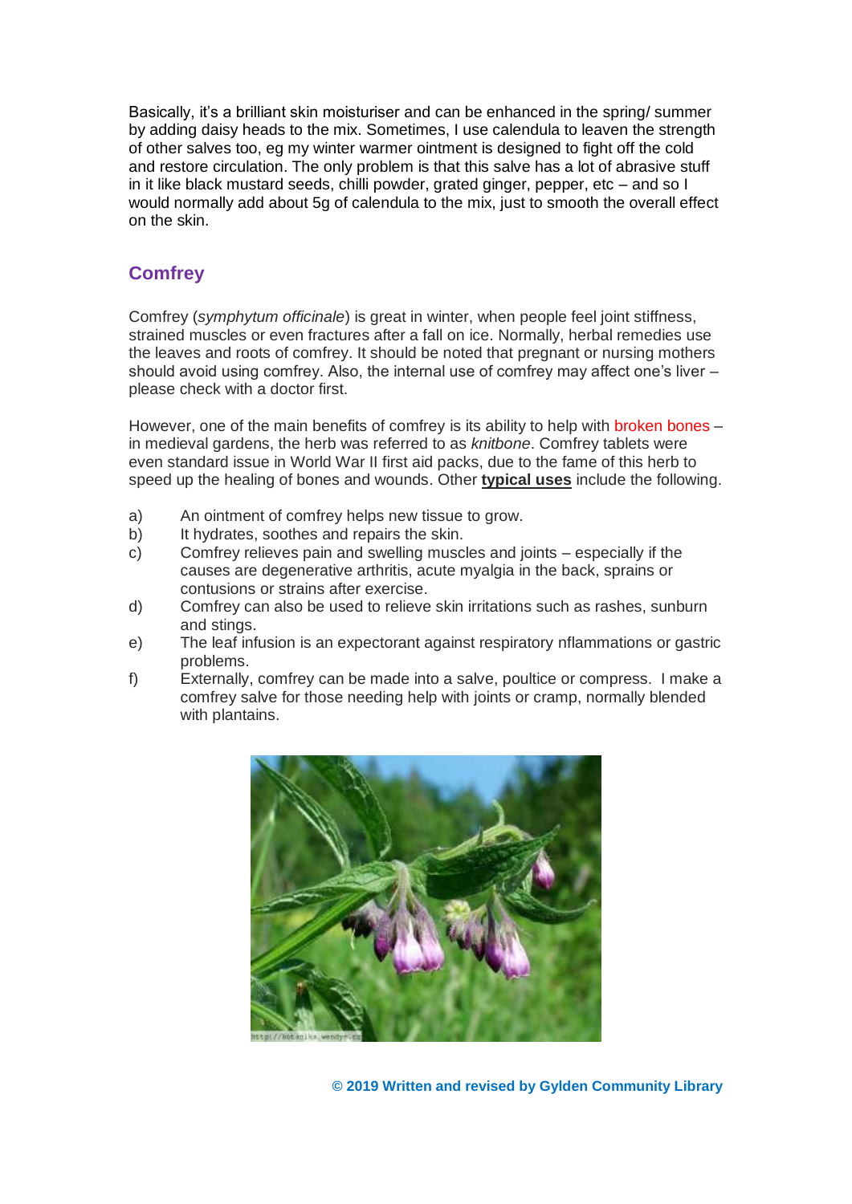Basically, it's a brilliant skin moisturiser and can be enhanced in the spring/ summer by adding daisy heads to the mix. Sometimes, I use calendula to leaven the strength of other salves too, eg my winter warmer ointment is designed to fight off the cold and restore circulation. The only problem is that this salve has a lot of abrasive stuff in it like black mustard seeds, chilli powder, grated ginger, pepper, etc – and so I would normally add about 5g of calendula to the mix, just to smooth the overall effect on the skin.

## Comfrey

Comfrey (*symphytum officinale*) is great in winter, when people feel joint stiffness, strained muscles or even fractures after a fall on ice. Normally, herbal remedies use the leaves and roots of comfrey. It should be noted that pregnant or nursing mothers should avoid using comfrey. Also, the internal use of comfrey may affect one's liver – please check with a doctor first.

However, one of the main benefits of comfrey is its ability to help with broken bones – in medieval gardens, the herb was referred to as *knitbone*. Comfrey tablets were even standard issue in World War II first aid packs, due to the fame of this herb to speed up the healing of bones and wounds. Other **typical uses** include the following.

a) An ointment of comfrey helps new tissue to grow.
b) It hydrates, soothes and repairs the skin.
c) Comfrey relieves pain and swelling muscles and joints – especially if the causes are degenerative arthritis, acute myalgia in the back, sprains or contusions or strains after exercise.
d) Comfrey can also be used to relieve skin irritations such as rashes, sunburn and stings.
e) The leaf infusion is an expectorant against respiratory nflammations or gastric problems.
f) Externally, comfrey can be made into a salve, poultice or compress. I make a comfrey salve for those needing help with joints or cramp, normally blended with plantains.

**© 2019 Written and revised by Gylden Community Library**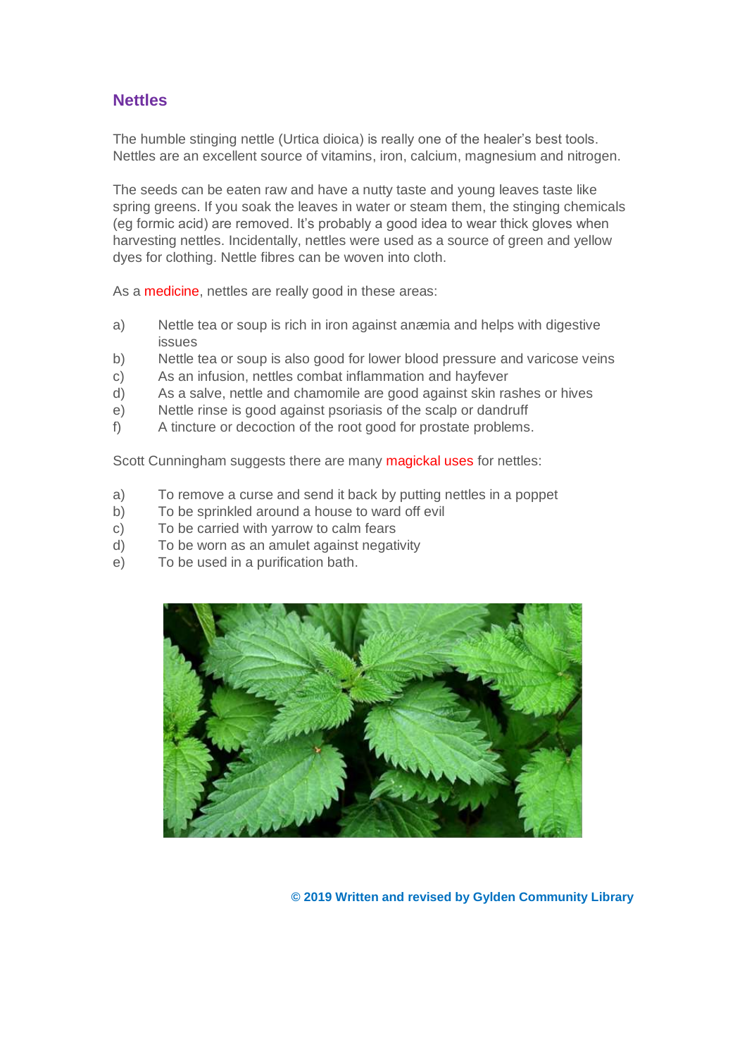## Nettles

The humble stinging nettle (Urtica dioica) is really one of the healer's best tools. Nettles are an excellent source of vitamins, iron, calcium, magnesium and nitrogen.

The seeds can be eaten raw and have a nutty taste and young leaves taste like spring greens. If you soak the leaves in water or steam them, the stinging chemicals (eg formic acid) are removed. It's probably a good idea to wear thick gloves when harvesting nettles. Incidentally, nettles were used as a source of green and yellow dyes for clothing. Nettle fibres can be woven into cloth.

As a medicine, nettles are really good in these areas:

a) Nettle tea or soup is rich in iron against anæmia and helps with digestive issues
b) Nettle tea or soup is also good for lower blood pressure and varicose veins
c) As an infusion, nettles combat inflammation and hayfever
d) As a salve, nettle and chamomile are good against skin rashes or hives
e) Nettle rinse is good against psoriasis of the scalp or dandruff
f) A tincture or decoction of the root good for prostate problems.

Scott Cunningham suggests there are many magickal uses for nettles:

a) To remove a curse and send it back by putting nettles in a poppet
b) To be sprinkled around a house to ward off evil
c) To be carried with yarrow to calm fears
d) To be worn as an amulet against negativity
e) To be used in a purification bath.

**© 2019 Written and revised by Gylden Community Library**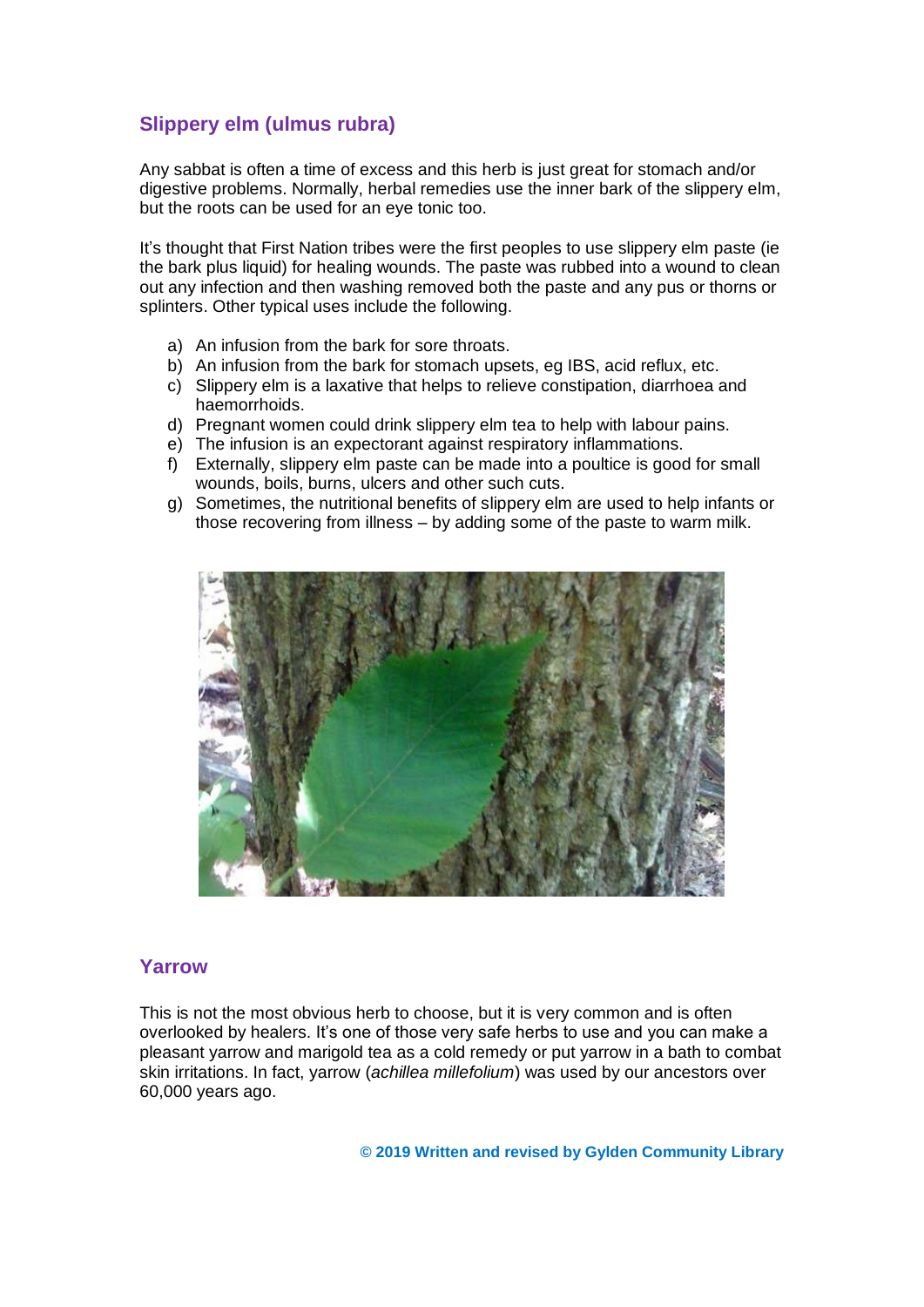## Slippery elm (ulmus rubra)

Any sabbat is often a time of excess and this herb is just great for stomach and/or digestive problems. Normally, herbal remedies use the inner bark of the slippery elm, but the roots can be used for an eye tonic too.

It's thought that First Nation tribes were the first peoples to use slippery elm paste (ie the bark plus liquid) for healing wounds. The paste was rubbed into a wound to clean out any infection and then washing removed both the paste and any pus or thorns or splinters. Other typical uses include the following.

a) An infusion from the bark for sore throats.
b) An infusion from the bark for stomach upsets, eg IBS, acid reflux, etc.
c) Slippery elm is a laxative that helps to relieve constipation, diarrhoea and haemorrhoids.
d) Pregnant women could drink slippery elm tea to help with labour pains.
e) The infusion is an expectorant against respiratory inflammations.
f) Externally, slippery elm paste can be made into a poultice is good for small wounds, boils, burns, ulcers and other such cuts.
g) Sometimes, the nutritional benefits of slippery elm are used to help infants or those recovering from illness – by adding some of the paste to warm milk.

## Yarrow

This is not the most obvious herb to choose, but it is very common and is often overlooked by healers. It's one of those very safe herbs to use and you can make a pleasant yarrow and marigold tea as a cold remedy or put yarrow in a bath to combat skin irritations. In fact, yarrow (*achillea millefolium*) was used by our ancestors over 60,000 years ago.

**© 2019 Written and revised by Gylden Community Library**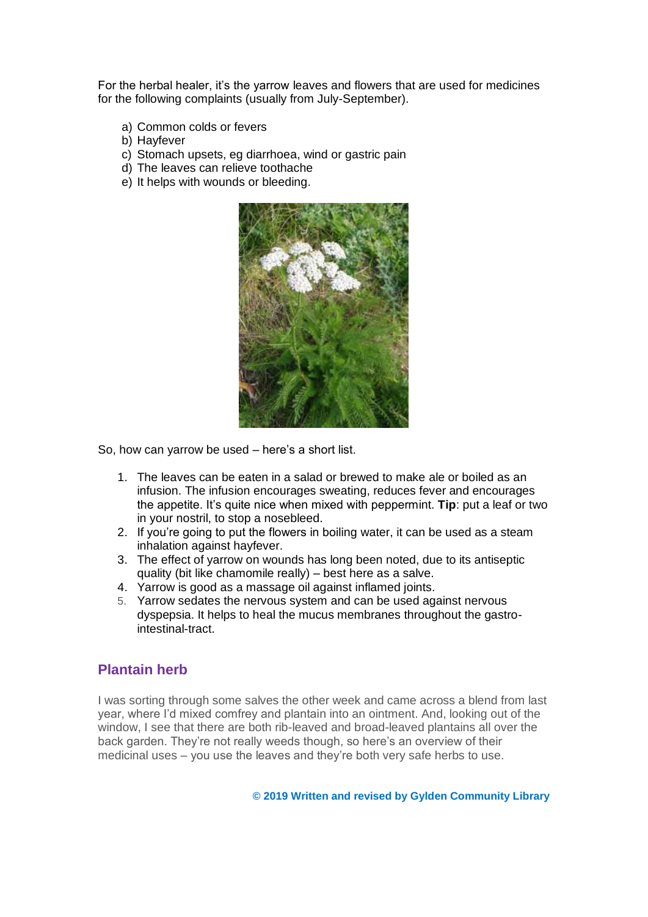For the herbal healer, it's the yarrow leaves and flowers that are used for medicines for the following complaints (usually from July-September).

a) Common colds or fevers
b) Hayfever
c) Stomach upsets, eg diarrhoea, wind or gastric pain
d) The leaves can relieve toothache
e) It helps with wounds or bleeding.

So, how can yarrow be used – here's a short list.

1. The leaves can be eaten in a salad or brewed to make ale or boiled as an infusion. The infusion encourages sweating, reduces fever and encourages the appetite. It's quite nice when mixed with peppermint. **Tip**: put a leaf or two in your nostril, to stop a nosebleed.
2. If you're going to put the flowers in boiling water, it can be used as a steam inhalation against hayfever.
3. The effect of yarrow on wounds has long been noted, due to its antiseptic quality (bit like chamomile really) – best here as a salve.
4. Yarrow is good as a massage oil against inflamed joints.
5. Yarrow sedates the nervous system and can be used against nervous dyspepsia. It helps to heal the mucus membranes throughout the gastro-intestinal-tract.

## Plantain herb

I was sorting through some salves the other week and came across a blend from last year, where I'd mixed comfrey and plantain into an ointment. And, looking out of the window, I see that there are both rib-leaved and broad-leaved plantains all over the back garden. They're not really weeds though, so here's an overview of their medicinal uses – you use the leaves and they're both very safe herbs to use.

**© 2019 Written and revised by Gylden Community Library**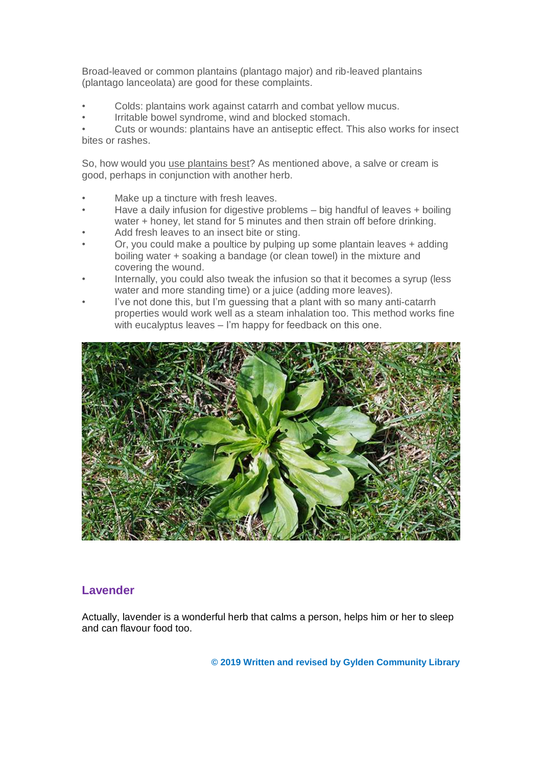Broad-leaved or common plantains (plantago major) and rib-leaved plantains (plantago lanceolata) are good for these complaints.

- Colds: plantains work against catarrh and combat yellow mucus.
- Irritable bowel syndrome, wind and blocked stomach.
- Cuts or wounds: plantains have an antiseptic effect. This also works for insect bites or rashes.

So, how would you use plantains best? As mentioned above, a salve or cream is good, perhaps in conjunction with another herb.

- Make up a tincture with fresh leaves.
- Have a daily infusion for digestive problems – big handful of leaves + boiling water + honey, let stand for 5 minutes and then strain off before drinking.
- Add fresh leaves to an insect bite or sting.
- Or, you could make a poultice by pulping up some plantain leaves + adding boiling water + soaking a bandage (or clean towel) in the mixture and covering the wound.
- Internally, you could also tweak the infusion so that it becomes a syrup (less water and more standing time) or a juice (adding more leaves).
- I've not done this, but I'm guessing that a plant with so many anti-catarrh properties would work well as a steam inhalation too. This method works fine with eucalyptus leaves – I'm happy for feedback on this one.

## Lavender

Actually, lavender is a wonderful herb that calms a person, helps him or her to sleep and can flavour food too.

**© 2019 Written and revised by Gylden Community Library**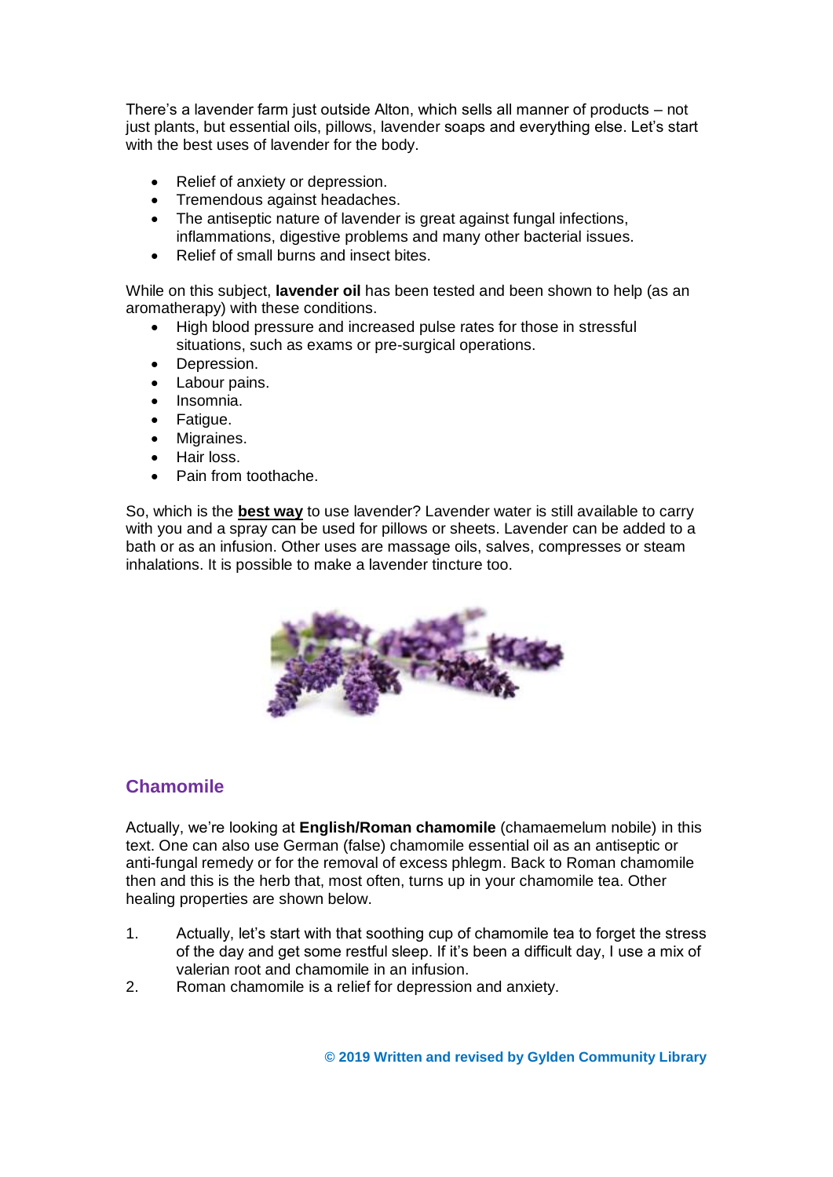There's a lavender farm just outside Alton, which sells all manner of products – not just plants, but essential oils, pillows, lavender soaps and everything else. Let's start with the best uses of lavender for the body.

- Relief of anxiety or depression.
- Tremendous against headaches.
- The antiseptic nature of lavender is great against fungal infections, inflammations, digestive problems and many other bacterial issues.
- Relief of small burns and insect bites.

While on this subject, **lavender oil** has been tested and been shown to help (as an aromatherapy) with these conditions.

- High blood pressure and increased pulse rates for those in stressful situations, such as exams or pre-surgical operations.
- Depression.
- Labour pains.
- Insomnia.
- Fatigue.
- Migraines.
- Hair loss.
- Pain from toothache.

So, which is the **best way** to use lavender? Lavender water is still available to carry with you and a spray can be used for pillows or sheets. Lavender can be added to a bath or as an infusion. Other uses are massage oils, salves, compresses or steam inhalations. It is possible to make a lavender tincture too.

## Chamomile

Actually, we're looking at **English/Roman chamomile** (chamaemelum nobile) in this text. One can also use German (false) chamomile essential oil as an antiseptic or anti-fungal remedy or for the removal of excess phlegm. Back to Roman chamomile then and this is the herb that, most often, turns up in your chamomile tea. Other healing properties are shown below.

1. Actually, let's start with that soothing cup of chamomile tea to forget the stress of the day and get some restful sleep. If it's been a difficult day, I use a mix of valerian root and chamomile in an infusion.
2. Roman chamomile is a relief for depression and anxiety.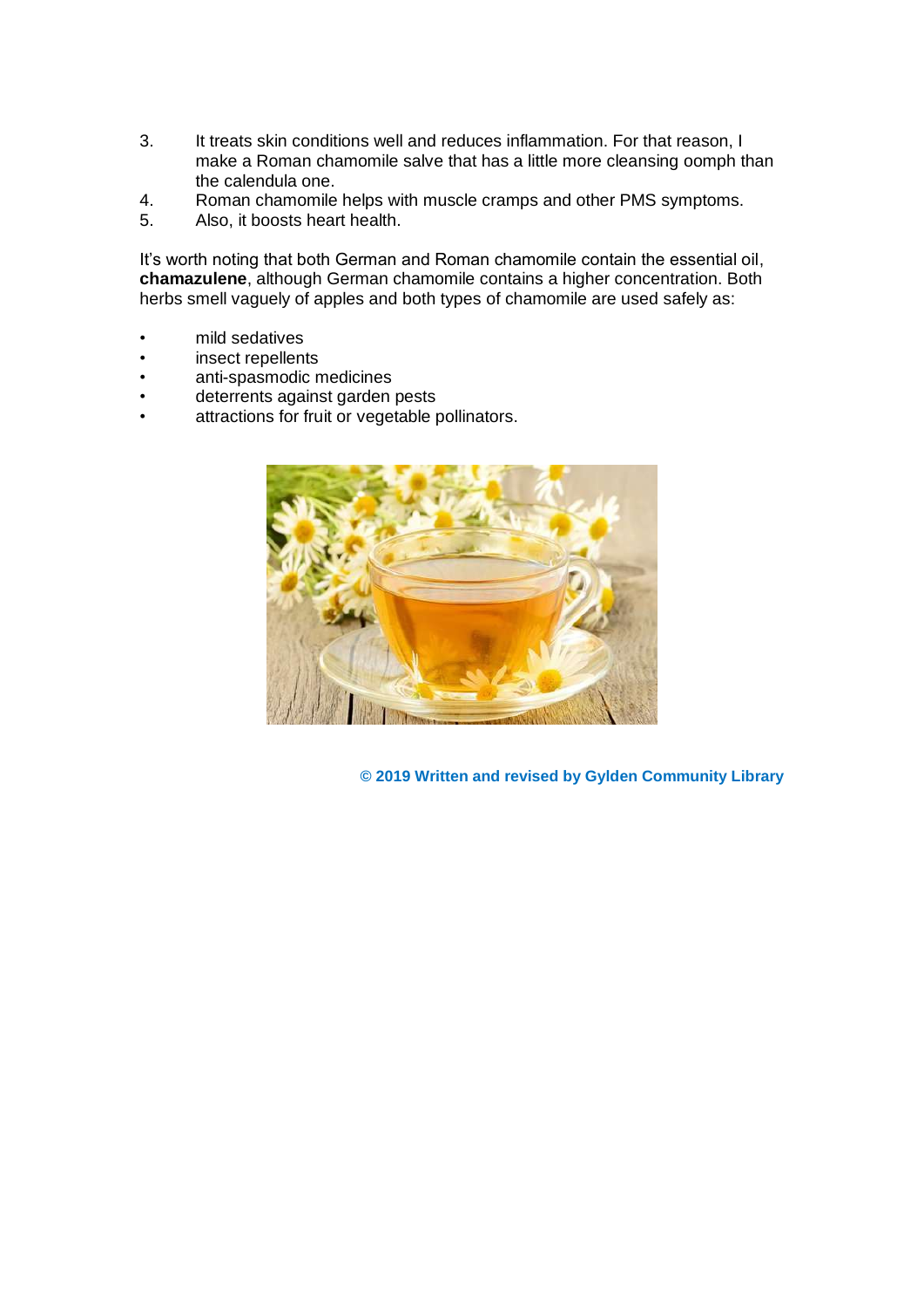3. It treats skin conditions well and reduces inflammation. For that reason, I make a Roman chamomile salve that has a little more cleansing oomph than the calendula one.
4. Roman chamomile helps with muscle cramps and other PMS symptoms.
5. Also, it boosts heart health.

It's worth noting that both German and Roman chamomile contain the essential oil, **chamazulene**, although German chamomile contains a higher concentration. Both herbs smell vaguely of apples and both types of chamomile are used safely as:

- mild sedatives
- insect repellents
- anti-spasmodic medicines
- deterrents against garden pests
- attractions for fruit or vegetable pollinators.

**© 2019 Written and revised by Gylden Community Library**